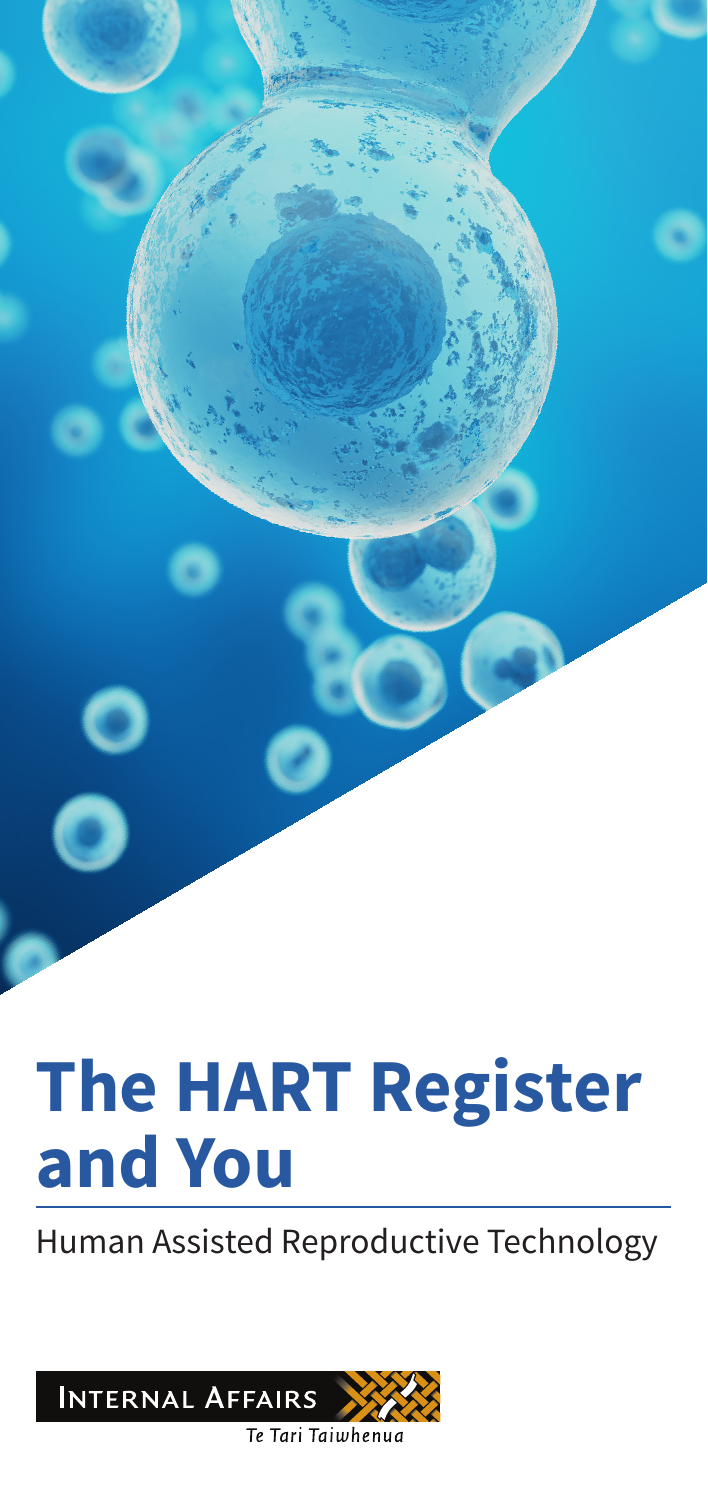# The HART Register and You

Human Assisted Reproductive Technology

INTERNAL AFFAIRS

Te Tari Taiwhenua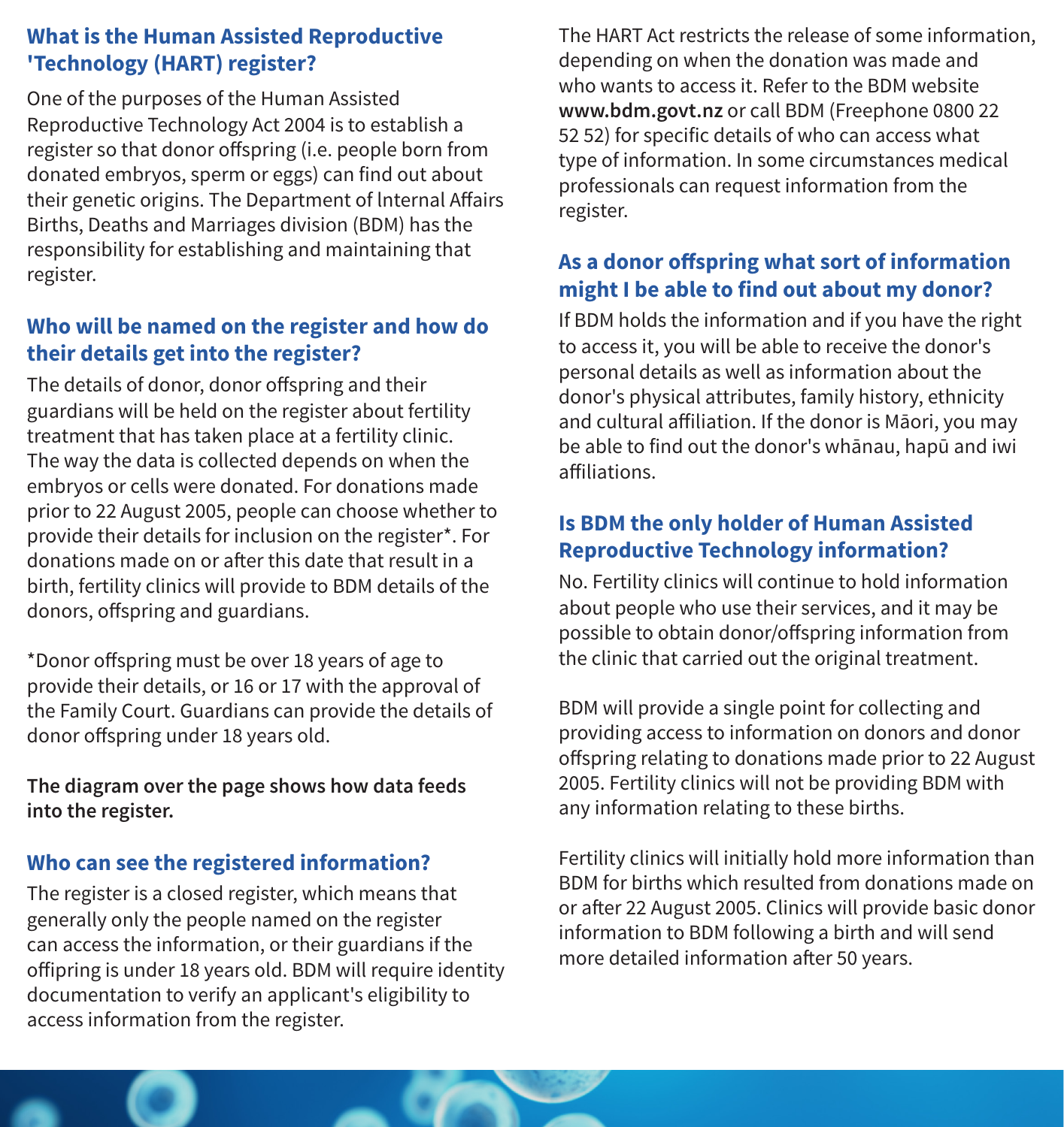## What is the Human Assisted Reproductive 'Technology (HART) register?

One of the purposes of the Human Assisted Reproductive Technology Act 2004 is to establish a register so that donor offspring (i.e. people born from donated embryos, sperm or eggs) can find out about their genetic origins. The Department of lnternal Affairs Births, Deaths and Marriages division (BDM) has the responsibility for establishing and maintaining that register.

## Who will be named on the register and how do their details get into the register?

The details of donor, donor offspring and their guardians will be held on the register about fertility treatment that has taken place at a fertility clinic. The way the data is collected depends on when the embryos or cells were donated. For donations made prior to 22 August 2005, people can choose whether to provide their details for inclusion on the register*. For donations made on or after this date that result in a birth, fertility clinics will provide to BDM details of the donors, offspring and guardians.

*Donor offspring must be over 18 years of age to provide their details, or 16 or 17 with the approval of the Family Court. Guardians can provide the details of donor offspring under 18 years old.

**The diagram over the page shows how data feeds into the register.**

## Who can see the registered information?

The register is a closed register, which means that generally only the people named on the register can access the information, or their guardians if the offipring is under 18 years old. BDM will require identity documentation to verify an applicant's eligibility to access information from the register.

The HART Act restricts the release of some information, depending on when the donation was made and who wants to access it. Refer to the BDM website **www.bdm.govt.nz** or call BDM (Freephone 0800 22 52 52) for specific details of who can access what type of information. In some circumstances medical professionals can request information from the register.

## As a donor offspring what sort of information might I be able to find out about my donor?

If BDM holds the information and if you have the right to access it, you will be able to receive the donor's personal details as well as information about the donor's physical attributes, family history, ethnicity and cultural affiliation. If the donor is Māori, you may be able to find out the donor's whānau, hapū and iwi affiliations.

## Is BDM the only holder of Human Assisted Reproductive Technology information?

No. Fertility clinics will continue to hold information about people who use their services, and it may be possible to obtain donor/offspring information from the clinic that carried out the original treatment.

BDM will provide a single point for collecting and providing access to information on donors and donor offspring relating to donations made prior to 22 August 2005. Fertility clinics will not be providing BDM with any information relating to these births.

Fertility clinics will initially hold more information than BDM for births which resulted from donations made on or after 22 August 2005. Clinics will provide basic donor information to BDM following a birth and will send more detailed information after 50 years.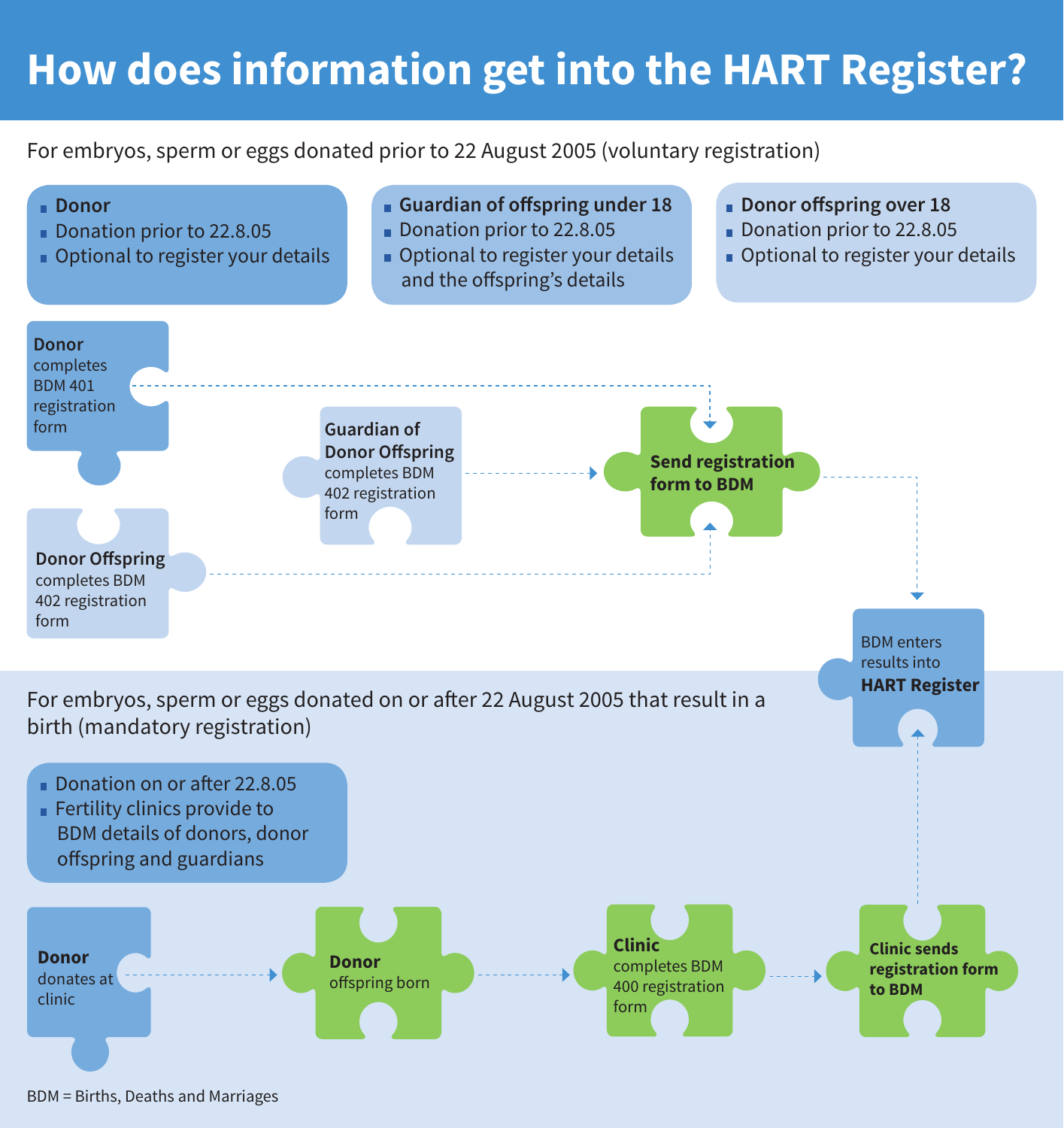# How does information get into the HART Register?

For embryos, sperm or eggs donated prior to 22 August 2005 (voluntary registration)

- **Donor**
- Donation prior to 22.8.05
- Optional to register your details

- **Guardian of offspring under 18**
- Donation prior to 22.8.05
- Optional to register your details and the offspring's details

- **Donor offspring over 18**
- Donation prior to 22.8.05
- Optional to register your details

**Donor** completes BDM 401 registration form

**Guardian of Donor Offspring** completes BDM 402 registration form

**Donor Offspring** completes BDM 402 registration form

**Send registration form to BDM**

BDM enters results into **HART Register**

For embryos, sperm or eggs donated on or after 22 August 2005 that result in a birth (mandatory registration)

- Donation on or after 22.8.05
- Fertility clinics provide to BDM details of donors, donor offspring and guardians

**Donor** donates at clinic

**Donor** offspring born

**Clinic** completes BDM 400 registration form

**Clinic sends registration form to BDM**

BDM = Births, Deaths and Marriages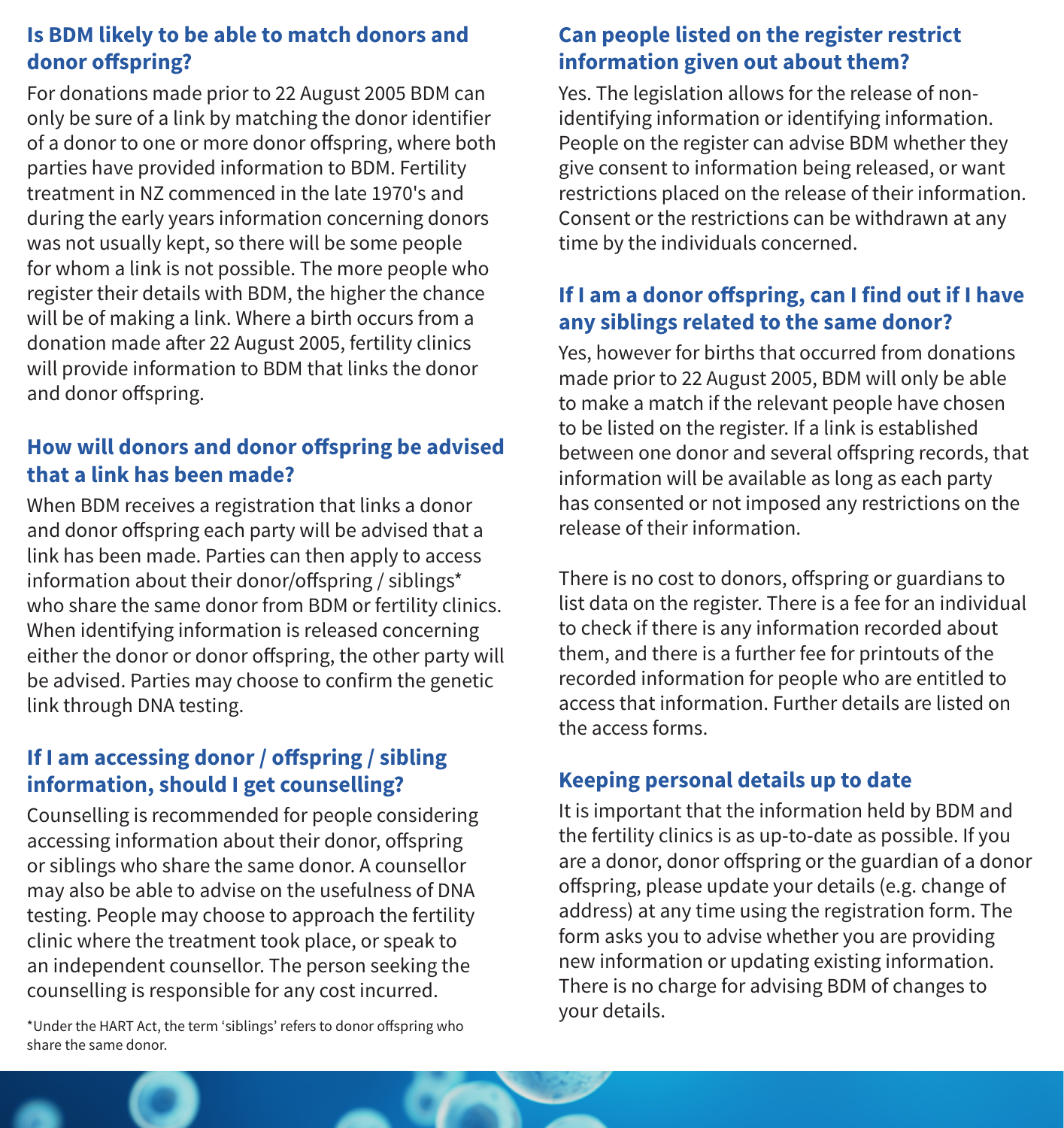## Is BDM likely to be able to match donors and donor offspring?

For donations made prior to 22 August 2005 BDM can only be sure of a link by matching the donor identifier of a donor to one or more donor offspring, where both parties have provided information to BDM. Fertility treatment in NZ commenced in the late 1970's and during the early years information concerning donors was not usually kept, so there will be some people for whom a link is not possible. The more people who register their details with BDM, the higher the chance will be of making a link. Where a birth occurs from a donation made after 22 August 2005, fertility clinics will provide information to BDM that links the donor and donor offspring.

## How will donors and donor offspring be advised that a link has been made?

When BDM receives a registration that links a donor and donor offspring each party will be advised that a link has been made. Parties can then apply to access information about their donor/offspring / siblings* who share the same donor from BDM or fertility clinics. When identifying information is released concerning either the donor or donor offspring, the other party will be advised. Parties may choose to confirm the genetic link through DNA testing.

## If I am accessing donor / offspring / sibling information, should I get counselling?

Counselling is recommended for people considering accessing information about their donor, offspring or siblings who share the same donor. A counsellor may also be able to advise on the usefulness of DNA testing. People may choose to approach the fertility clinic where the treatment took place, or speak to an independent counsellor. The person seeking the counselling is responsible for any cost incurred.

*Under the HART Act, the term 'siblings' refers to donor offspring who share the same donor.

## Can people listed on the register restrict information given out about them?

Yes. The legislation allows for the release of non-identifying information or identifying information. People on the register can advise BDM whether they give consent to information being released, or want restrictions placed on the release of their information. Consent or the restrictions can be withdrawn at any time by the individuals concerned.

## If I am a donor offspring, can I find out if I have any siblings related to the same donor?

Yes, however for births that occurred from donations made prior to 22 August 2005, BDM will only be able to make a match if the relevant people have chosen to be listed on the register. If a link is established between one donor and several offspring records, that information will be available as long as each party has consented or not imposed any restrictions on the release of their information.

There is no cost to donors, offspring or guardians to list data on the register. There is a fee for an individual to check if there is any information recorded about them, and there is a further fee for printouts of the recorded information for people who are entitled to access that information. Further details are listed on the access forms.

## Keeping personal details up to date

It is important that the information held by BDM and the fertility clinics is as up-to-date as possible. If you are a donor, donor offspring or the guardian of a donor offspring, please update your details (e.g. change of address) at any time using the registration form. The form asks you to advise whether you are providing new information or updating existing information. There is no charge for advising BDM of changes to your details.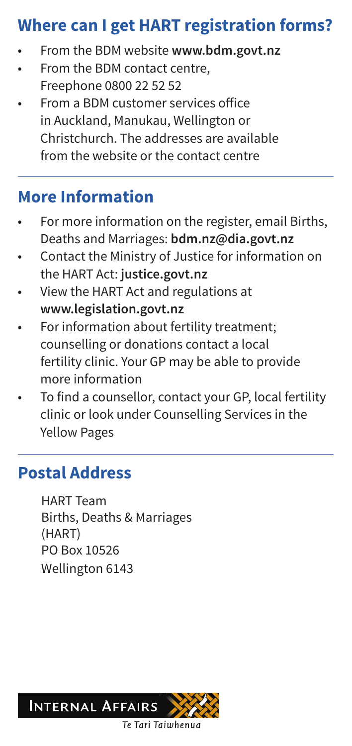## Where can I get HART registration forms?

- From the BDM website **www.bdm.govt.nz**
- From the BDM contact centre, Freephone 0800 22 52 52
- From a BDM customer services office in Auckland, Manukau, Wellington or Christchurch. The addresses are available from the website or the contact centre

## More Information

- For more information on the register, email Births, Deaths and Marriages: **bdm.nz@dia.govt.nz**
- Contact the Ministry of Justice for information on the HART Act: **justice.govt.nz**
- View the HART Act and regulations at **www.legislation.govt.nz**
- For information about fertility treatment; counselling or donations contact a local fertility clinic. Your GP may be able to provide more information
- To find a counsellor, contact your GP, local fertility clinic or look under Counselling Services in the Yellow Pages

## Postal Address

HART Team
Births, Deaths & Marriages
(HART)
PO Box 10526
Wellington 6143

Internal Affairs
*Te Tari Taiwhenua*